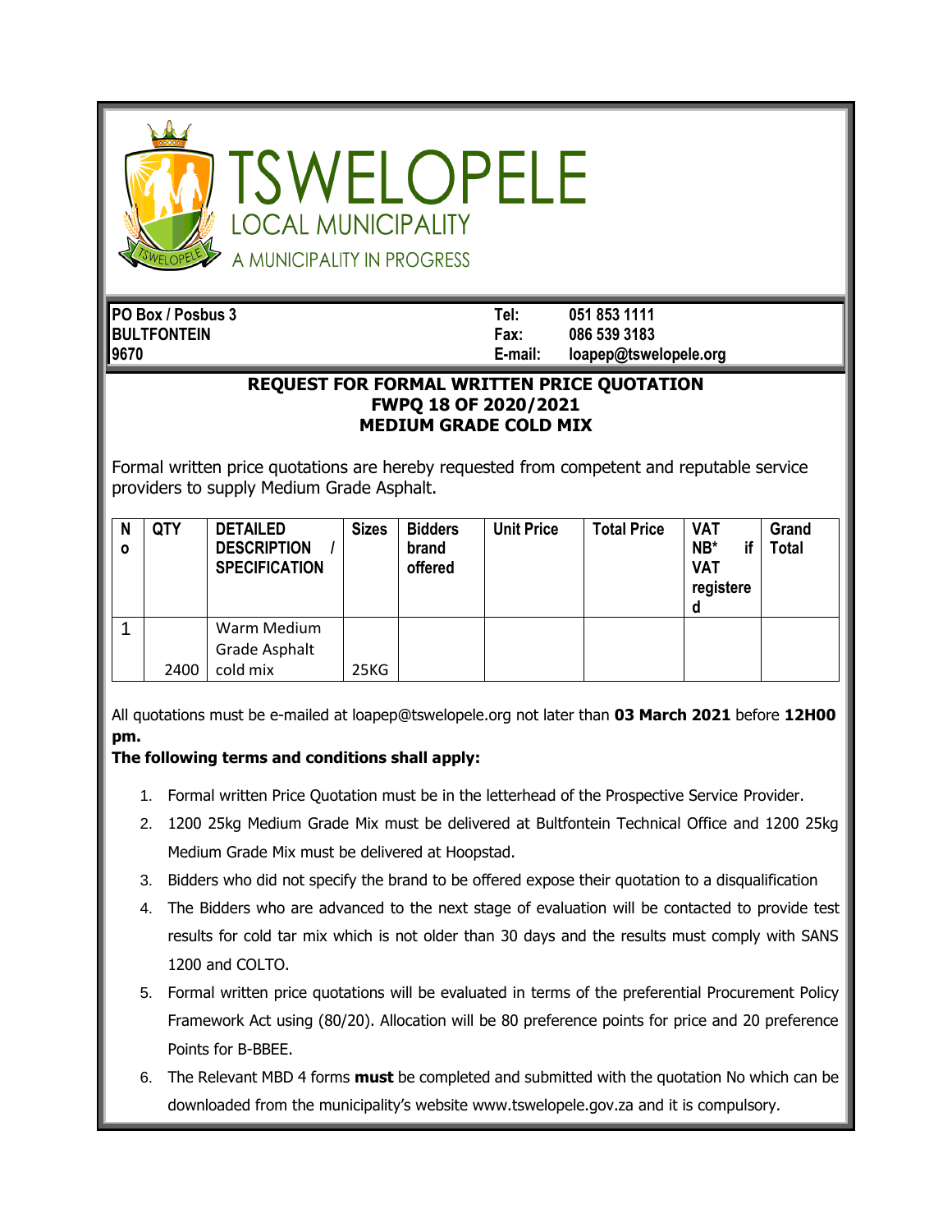# TSWELOPELE
## LOCAL MUNICIPALITY
A MUNICIPALITY IN PROGRESS

| PO Box / Posbus 3 | Tel: | 051 853 1111 |
|---|---|---|
| BULTFONTEIN | Fax: | 086 539 3183 |
| 9670 | E-mail: | loapep@tswelopele.org |

**REQUEST FOR FORMAL WRITTEN PRICE QUOTATION**
**FWPQ 18 OF 2020/2021**
**MEDIUM GRADE COLD MIX**

Formal written price quotations are hereby requested from competent and reputable service providers to supply Medium Grade Asphalt.

| No | QTY | DETAILED DESCRIPTION / SPECIFICATION | Sizes | Bidders brand offered | Unit Price | Total Price | VAT NB* if VAT registered | Grand Total |
|---|---|---|---|---|---|---|---|---|
| 1 | 2400 | Warm Medium Grade Asphalt cold mix | 25KG | | | | | |

All quotations must be e-mailed at loapep@tswelopele.org not later than **03 March 2021** before **12H00 pm.**

**The following terms and conditions shall apply:**

1. Formal written Price Quotation must be in the letterhead of the Prospective Service Provider.
2. 1200 25kg Medium Grade Mix must be delivered at Bultfontein Technical Office and 1200 25kg Medium Grade Mix must be delivered at Hoopstad.
3. Bidders who did not specify the brand to be offered expose their quotation to a disqualification
4. The Bidders who are advanced to the next stage of evaluation will be contacted to provide test results for cold tar mix which is not older than 30 days and the results must comply with SANS 1200 and COLTO.
5. Formal written price quotations will be evaluated in terms of the preferential Procurement Policy Framework Act using (80/20). Allocation will be 80 preference points for price and 20 preference Points for B-BBEE.
6. The Relevant MBD 4 forms **must** be completed and submitted with the quotation No which can be downloaded from the municipality's website www.tswelopele.gov.za and it is compulsory.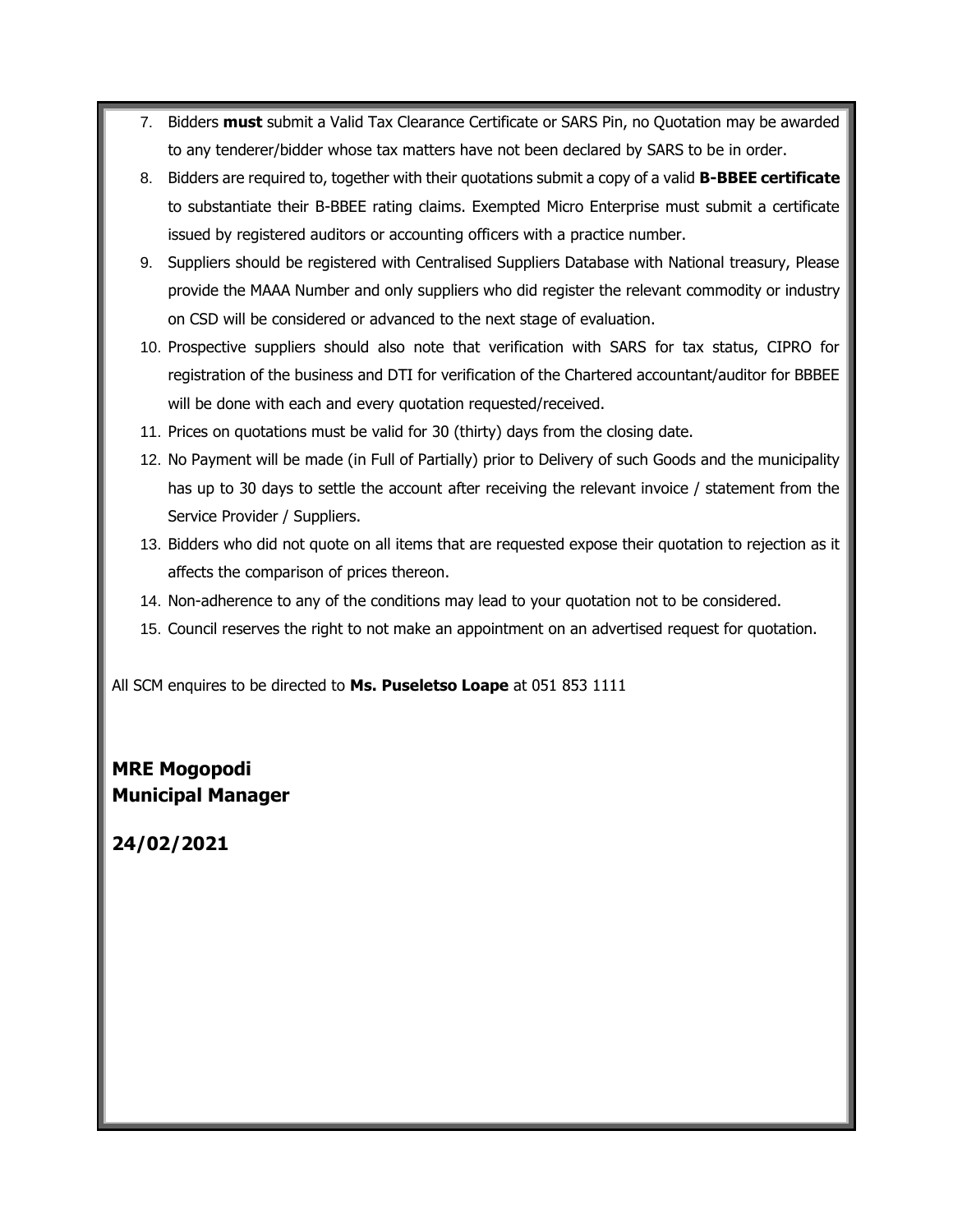7. Bidders **must** submit a Valid Tax Clearance Certificate or SARS Pin, no Quotation may be awarded to any tenderer/bidder whose tax matters have not been declared by SARS to be in order.
8. Bidders are required to, together with their quotations submit a copy of a valid **B-BBEE certificate** to substantiate their B-BBEE rating claims. Exempted Micro Enterprise must submit a certificate issued by registered auditors or accounting officers with a practice number.
9. Suppliers should be registered with Centralised Suppliers Database with National treasury, Please provide the MAAA Number and only suppliers who did register the relevant commodity or industry on CSD will be considered or advanced to the next stage of evaluation.
10. Prospective suppliers should also note that verification with SARS for tax status, CIPRO for registration of the business and DTI for verification of the Chartered accountant/auditor for BBBEE will be done with each and every quotation requested/received.
11. Prices on quotations must be valid for 30 (thirty) days from the closing date.
12. No Payment will be made (in Full of Partially) prior to Delivery of such Goods and the municipality has up to 30 days to settle the account after receiving the relevant invoice / statement from the Service Provider / Suppliers.
13. Bidders who did not quote on all items that are requested expose their quotation to rejection as it affects the comparison of prices thereon.
14. Non-adherence to any of the conditions may lead to your quotation not to be considered.
15. Council reserves the right to not make an appointment on an advertised request for quotation.

All SCM enquires to be directed to **Ms. Puseletso Loape** at 051 853 1111

**MRE Mogopodi**
**Municipal Manager**

**24/02/2021**